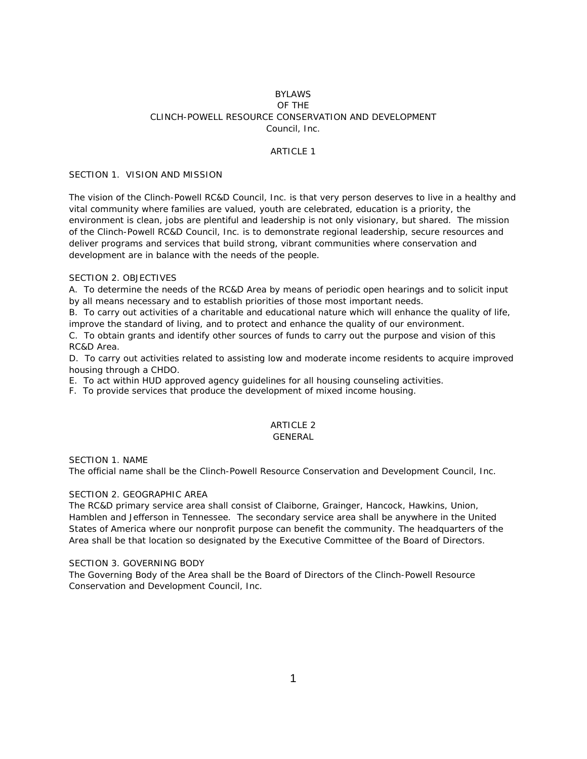# BYLAWS
# OF THE
# CLINCH-POWELL RESOURCE CONSERVATION AND DEVELOPMENT
# Council, Inc.

## ARTICLE 1

### SECTION 1. VISION AND MISSION

The vision of the Clinch-Powell RC&D Council, Inc. is that very person deserves to live in a healthy and vital community where families are valued, youth are celebrated, education is a priority, the environment is clean, jobs are plentiful and leadership is not only visionary, but shared. The mission of the Clinch-Powell RC&D Council, Inc. is to demonstrate regional leadership, secure resources and deliver programs and services that build strong, vibrant communities where conservation and development are in balance with the needs of the people.

### SECTION 2. OBJECTIVES

A. To determine the needs of the RC&D Area by means of periodic open hearings and to solicit input by all means necessary and to establish priorities of those most important needs.

B. To carry out activities of a charitable and educational nature which will enhance the quality of life, improve the standard of living, and to protect and enhance the quality of our environment.

C. To obtain grants and identify other sources of funds to carry out the purpose and vision of this RC&D Area.

D. To carry out activities related to assisting low and moderate income residents to acquire improved housing through a CHDO.

E. To act within HUD approved agency guidelines for all housing counseling activities.

F. To provide services that produce the development of mixed income housing.

## ARTICLE 2
## GENERAL

### SECTION 1. NAME

The official name shall be the Clinch-Powell Resource Conservation and Development Council, Inc.

### SECTION 2. GEOGRAPHIC AREA

The RC&D primary service area shall consist of Claiborne, Grainger, Hancock, Hawkins, Union, Hamblen and Jefferson in Tennessee. The secondary service area shall be anywhere in the United States of America where our nonprofit purpose can benefit the community. The headquarters of the Area shall be that location so designated by the Executive Committee of the Board of Directors.

### SECTION 3. GOVERNING BODY

The Governing Body of the Area shall be the Board of Directors of the Clinch-Powell Resource Conservation and Development Council, Inc.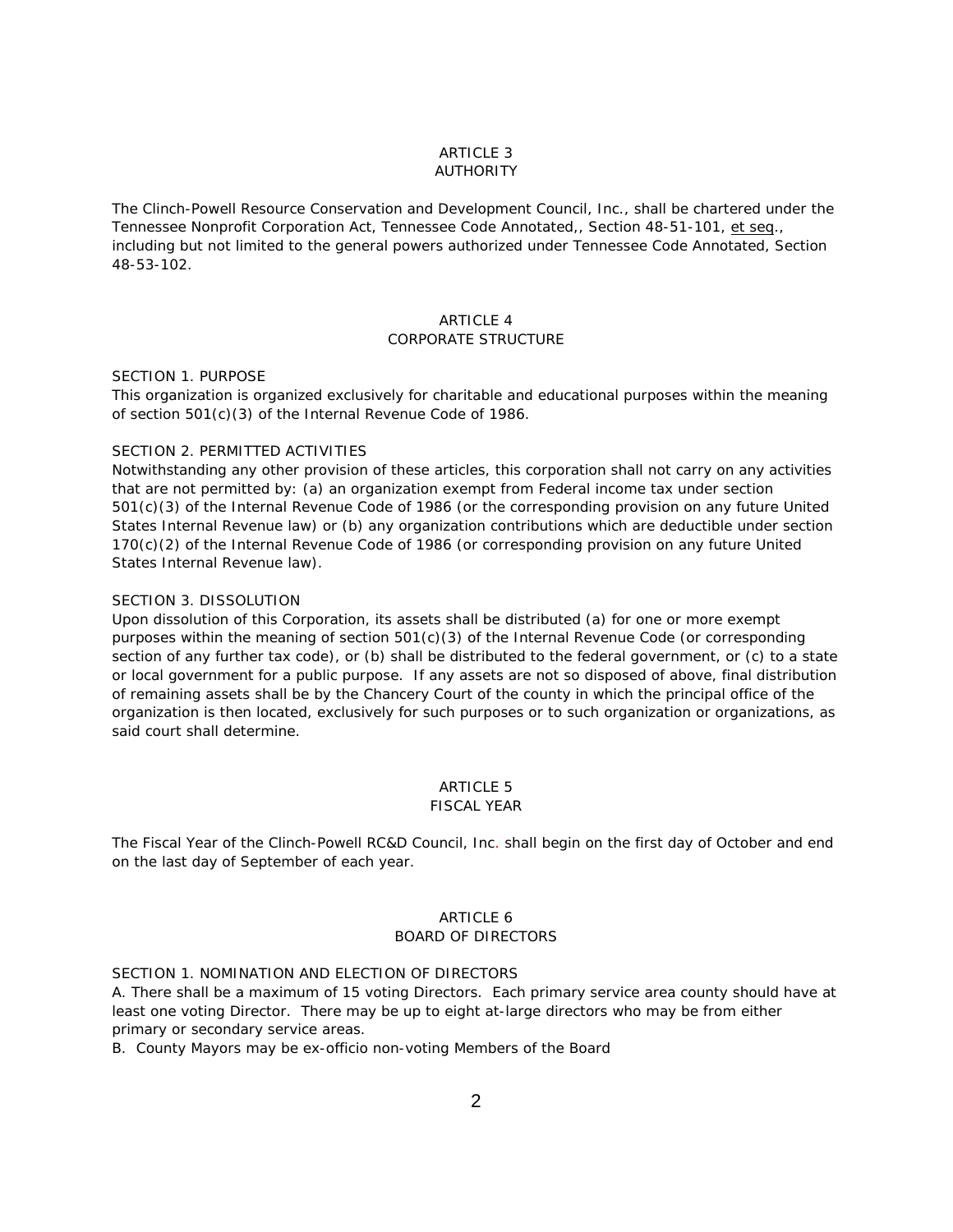## ARTICLE 3
## AUTHORITY

The Clinch-Powell Resource Conservation and Development Council, Inc., shall be chartered under the Tennessee Nonprofit Corporation Act, Tennessee Code Annotated,, Section 48-51-101, et seq., including but not limited to the general powers authorized under Tennessee Code Annotated, Section 48-53-102.

## ARTICLE 4
## CORPORATE STRUCTURE

SECTION 1. PURPOSE
This organization is organized exclusively for charitable and educational purposes within the meaning of section 501(c)(3) of the Internal Revenue Code of 1986.

SECTION 2. PERMITTED ACTIVITIES
Notwithstanding any other provision of these articles, this corporation shall not carry on any activities that are not permitted by: (a) an organization exempt from Federal income tax under section 501(c)(3) of the Internal Revenue Code of 1986 (or the corresponding provision on any future United States Internal Revenue law) or (b) any organization contributions which are deductible under section 170(c)(2) of the Internal Revenue Code of 1986 (or corresponding provision on any future United States Internal Revenue law).

SECTION 3. DISSOLUTION
Upon dissolution of this Corporation, its assets shall be distributed (a) for one or more exempt purposes within the meaning of section 501(c)(3) of the Internal Revenue Code (or corresponding section of any further tax code), or (b) shall be distributed to the federal government, or (c) to a state or local government for a public purpose. If any assets are not so disposed of above, final distribution of remaining assets shall be by the Chancery Court of the county in which the principal office of the organization is then located, exclusively for such purposes or to such organization or organizations, as said court shall determine.

## ARTICLE 5
## FISCAL YEAR

The Fiscal Year of the Clinch-Powell RC&D Council, Inc. shall begin on the first day of October and end on the last day of September of each year.

## ARTICLE 6
## BOARD OF DIRECTORS

SECTION 1. NOMINATION AND ELECTION OF DIRECTORS
A. There shall be a maximum of 15 voting Directors. Each primary service area county should have at least one voting Director. There may be up to eight at-large directors who may be from either primary or secondary service areas.
B. County Mayors may be ex-officio non-voting Members of the Board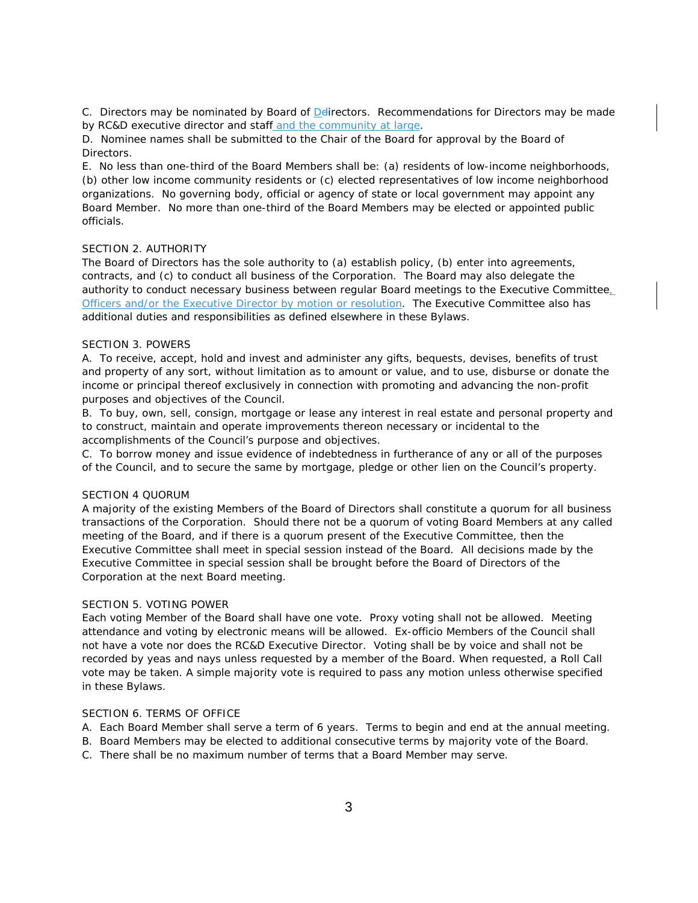C. Directors may be nominated by Board of Directors. Recommendations for Directors may be made by RC&D executive director and staff and the community at large.

D. Nominee names shall be submitted to the Chair of the Board for approval by the Board of Directors.

E. No less than one-third of the Board Members shall be: (a) residents of low-income neighborhoods, (b) other low income community residents or (c) elected representatives of low income neighborhood organizations. No governing body, official or agency of state or local government may appoint any Board Member. No more than one-third of the Board Members may be elected or appointed public officials.

SECTION 2. AUTHORITY

The Board of Directors has the sole authority to (a) establish policy, (b) enter into agreements, contracts, and (c) to conduct all business of the Corporation. The Board may also delegate the authority to conduct necessary business between regular Board meetings to the Executive Committee, Officers and/or the Executive Director by motion or resolution. The Executive Committee also has additional duties and responsibilities as defined elsewhere in these Bylaws.

SECTION 3. POWERS

A. To receive, accept, hold and invest and administer any gifts, bequests, devises, benefits of trust and property of any sort, without limitation as to amount or value, and to use, disburse or donate the income or principal thereof exclusively in connection with promoting and advancing the non-profit purposes and objectives of the Council.

B. To buy, own, sell, consign, mortgage or lease any interest in real estate and personal property and to construct, maintain and operate improvements thereon necessary or incidental to the accomplishments of the Council's purpose and objectives.

C. To borrow money and issue evidence of indebtedness in furtherance of any or all of the purposes of the Council, and to secure the same by mortgage, pledge or other lien on the Council's property.

SECTION 4 QUORUM

A majority of the existing Members of the Board of Directors shall constitute a quorum for all business transactions of the Corporation. Should there not be a quorum of voting Board Members at any called meeting of the Board, and if there is a quorum present of the Executive Committee, then the Executive Committee shall meet in special session instead of the Board. All decisions made by the Executive Committee in special session shall be brought before the Board of Directors of the Corporation at the next Board meeting.

SECTION 5. VOTING POWER

Each voting Member of the Board shall have one vote. Proxy voting shall not be allowed. Meeting attendance and voting by electronic means will be allowed. Ex-officio Members of the Council shall not have a vote nor does the RC&D Executive Director. Voting shall be by voice and shall not be recorded by yeas and nays unless requested by a member of the Board. When requested, a Roll Call vote may be taken. A simple majority vote is required to pass any motion unless otherwise specified in these Bylaws.

SECTION 6. TERMS OF OFFICE

A. Each Board Member shall serve a term of 6 years. Terms to begin and end at the annual meeting.

B. Board Members may be elected to additional consecutive terms by majority vote of the Board.

C. There shall be no maximum number of terms that a Board Member may serve.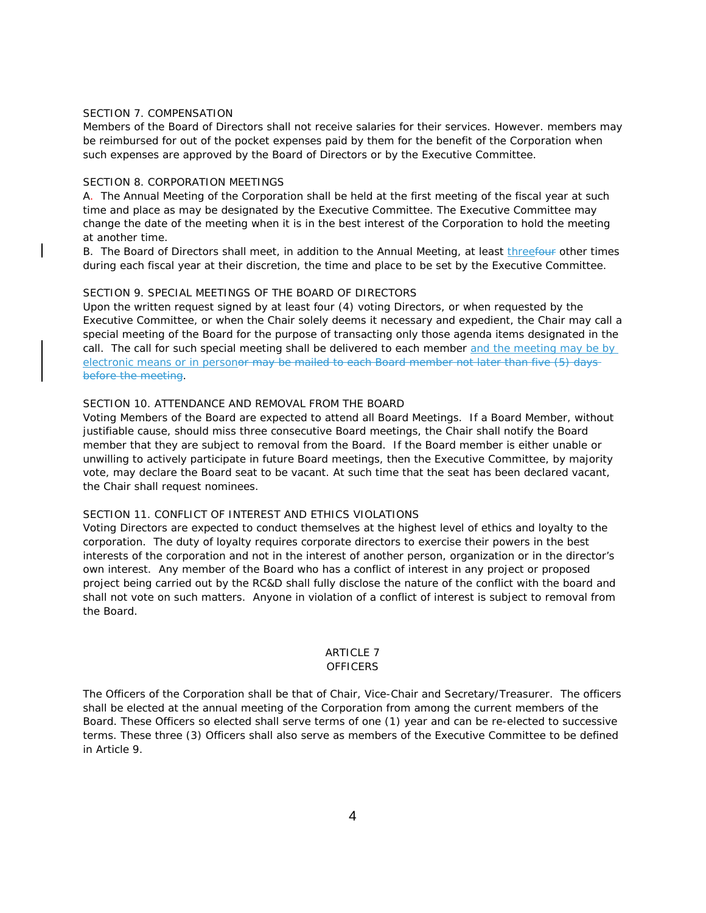SECTION 7. COMPENSATION

Members of the Board of Directors shall not receive salaries for their services. However. members may be reimbursed for out of the pocket expenses paid by them for the benefit of the Corporation when such expenses are approved by the Board of Directors or by the Executive Committee.

SECTION 8. CORPORATION MEETINGS

A. The Annual Meeting of the Corporation shall be held at the first meeting of the fiscal year at such time and place as may be designated by the Executive Committee. The Executive Committee may change the date of the meeting when it is in the best interest of the Corporation to hold the meeting at another time.

B. The Board of Directors shall meet, in addition to the Annual Meeting, at least three~~four~~ other times during each fiscal year at their discretion, the time and place to be set by the Executive Committee.

SECTION 9. SPECIAL MEETINGS OF THE BOARD OF DIRECTORS

Upon the written request signed by at least four (4) voting Directors, or when requested by the Executive Committee, or when the Chair solely deems it necessary and expedient, the Chair may call a special meeting of the Board for the purpose of transacting only those agenda items designated in the call. The call for such special meeting shall be delivered to each member and the meeting may be by electronic means or in person~~or may be mailed to each Board member not later than five (5) days before the meeting~~.

SECTION 10. ATTENDANCE AND REMOVAL FROM THE BOARD

Voting Members of the Board are expected to attend all Board Meetings. If a Board Member, without justifiable cause, should miss three consecutive Board meetings, the Chair shall notify the Board member that they are subject to removal from the Board. If the Board member is either unable or unwilling to actively participate in future Board meetings, then the Executive Committee, by majority vote, may declare the Board seat to be vacant. At such time that the seat has been declared vacant, the Chair shall request nominees.

SECTION 11. CONFLICT OF INTEREST AND ETHICS VIOLATIONS

Voting Directors are expected to conduct themselves at the highest level of ethics and loyalty to the corporation. The duty of loyalty requires corporate directors to exercise their powers in the best interests of the corporation and not in the interest of another person, organization or in the director's own interest. Any member of the Board who has a conflict of interest in any project or proposed project being carried out by the RC&D shall fully disclose the nature of the conflict with the board and shall not vote on such matters. Anyone in violation of a conflict of interest is subject to removal from the Board.

## ARTICLE 7
## OFFICERS

The Officers of the Corporation shall be that of Chair, Vice-Chair and Secretary/Treasurer. The officers shall be elected at the annual meeting of the Corporation from among the current members of the Board. These Officers so elected shall serve terms of one (1) year and can be re-elected to successive terms. These three (3) Officers shall also serve as members of the Executive Committee to be defined in Article 9.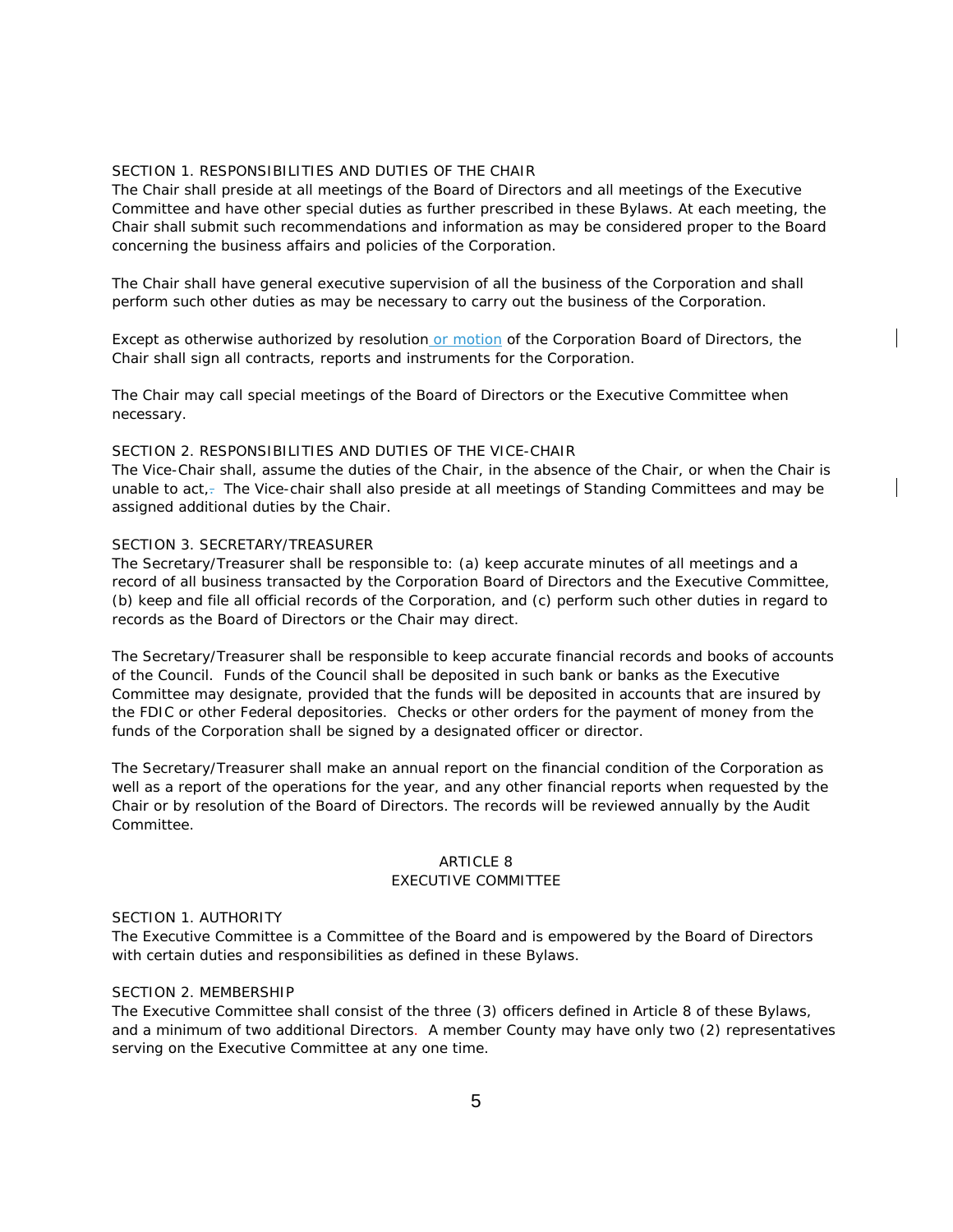SECTION 1. RESPONSIBILITIES AND DUTIES OF THE CHAIR

The Chair shall preside at all meetings of the Board of Directors and all meetings of the Executive Committee and have other special duties as further prescribed in these Bylaws. At each meeting, the Chair shall submit such recommendations and information as may be considered proper to the Board concerning the business affairs and policies of the Corporation.

The Chair shall have general executive supervision of all the business of the Corporation and shall perform such other duties as may be necessary to carry out the business of the Corporation.

Except as otherwise authorized by resolution or motion of the Corporation Board of Directors, the Chair shall sign all contracts, reports and instruments for the Corporation.

The Chair may call special meetings of the Board of Directors or the Executive Committee when necessary.

SECTION 2. RESPONSIBILITIES AND DUTIES OF THE VICE-CHAIR

The Vice-Chair shall, assume the duties of the Chair, in the absence of the Chair, or when the Chair is unable to act,. The Vice-chair shall also preside at all meetings of Standing Committees and may be assigned additional duties by the Chair.

SECTION 3. SECRETARY/TREASURER

The Secretary/Treasurer shall be responsible to: (a) keep accurate minutes of all meetings and a record of all business transacted by the Corporation Board of Directors and the Executive Committee, (b) keep and file all official records of the Corporation, and (c) perform such other duties in regard to records as the Board of Directors or the Chair may direct.

The Secretary/Treasurer shall be responsible to keep accurate financial records and books of accounts of the Council. Funds of the Council shall be deposited in such bank or banks as the Executive Committee may designate, provided that the funds will be deposited in accounts that are insured by the FDIC or other Federal depositories. Checks or other orders for the payment of money from the funds of the Corporation shall be signed by a designated officer or director.

The Secretary/Treasurer shall make an annual report on the financial condition of the Corporation as well as a report of the operations for the year, and any other financial reports when requested by the Chair or by resolution of the Board of Directors. The records will be reviewed annually by the Audit Committee.

## ARTICLE 8
## EXECUTIVE COMMITTEE

SECTION 1. AUTHORITY

The Executive Committee is a Committee of the Board and is empowered by the Board of Directors with certain duties and responsibilities as defined in these Bylaws.

SECTION 2. MEMBERSHIP

The Executive Committee shall consist of the three (3) officers defined in Article 8 of these Bylaws, and a minimum of two additional Directors. A member County may have only two (2) representatives serving on the Executive Committee at any one time.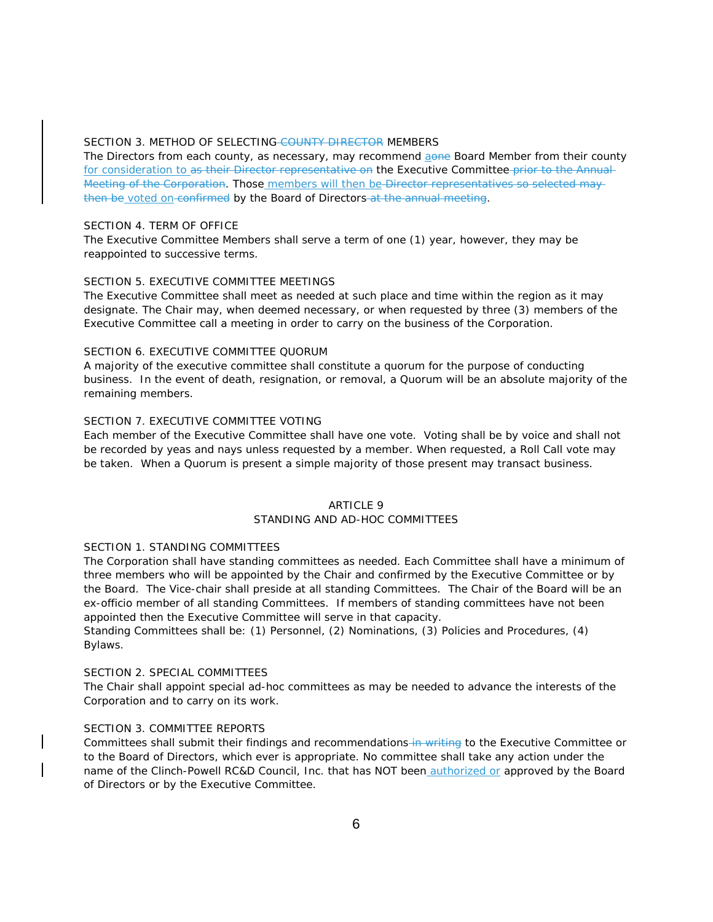SECTION 3. METHOD OF SELECTING ~~COUNTY DIRECTOR~~ MEMBERS

The Directors from each county, as necessary, may recommend a~~one~~ Board Member from their county for consideration to ~~as their Director representative on~~ the Executive Committee ~~prior to the Annual Meeting of the Corporation~~. Those members will then be ~~Director representatives so selected may then be~~ voted on ~~confirmed~~ by the Board of Directors ~~at the annual meeting~~.

SECTION 4. TERM OF OFFICE

The Executive Committee Members shall serve a term of one (1) year, however, they may be reappointed to successive terms.

SECTION 5. EXECUTIVE COMMITTEE MEETINGS

The Executive Committee shall meet as needed at such place and time within the region as it may designate. The Chair may, when deemed necessary, or when requested by three (3) members of the Executive Committee call a meeting in order to carry on the business of the Corporation.

SECTION 6. EXECUTIVE COMMITTEE QUORUM

A majority of the executive committee shall constitute a quorum for the purpose of conducting business. In the event of death, resignation, or removal, a Quorum will be an absolute majority of the remaining members.

SECTION 7. EXECUTIVE COMMITTEE VOTING

Each member of the Executive Committee shall have one vote. Voting shall be by voice and shall not be recorded by yeas and nays unless requested by a member. When requested, a Roll Call vote may be taken. When a Quorum is present a simple majority of those present may transact business.

## ARTICLE 9
## STANDING AND AD-HOC COMMITTEES

SECTION 1. STANDING COMMITTEES

The Corporation shall have standing committees as needed. Each Committee shall have a minimum of three members who will be appointed by the Chair and confirmed by the Executive Committee or by the Board. The Vice-chair shall preside at all standing Committees. The Chair of the Board will be an ex-officio member of all standing Committees. If members of standing committees have not been appointed then the Executive Committee will serve in that capacity.

Standing Committees shall be: (1) Personnel, (2) Nominations, (3) Policies and Procedures, (4) Bylaws.

SECTION 2. SPECIAL COMMITTEES

The Chair shall appoint special ad-hoc committees as may be needed to advance the interests of the Corporation and to carry on its work.

SECTION 3. COMMITTEE REPORTS

Committees shall submit their findings and recommendations ~~in writing~~ to the Executive Committee or to the Board of Directors, which ever is appropriate. No committee shall take any action under the name of the Clinch-Powell RC&D Council, Inc. that has NOT been authorized or approved by the Board of Directors or by the Executive Committee.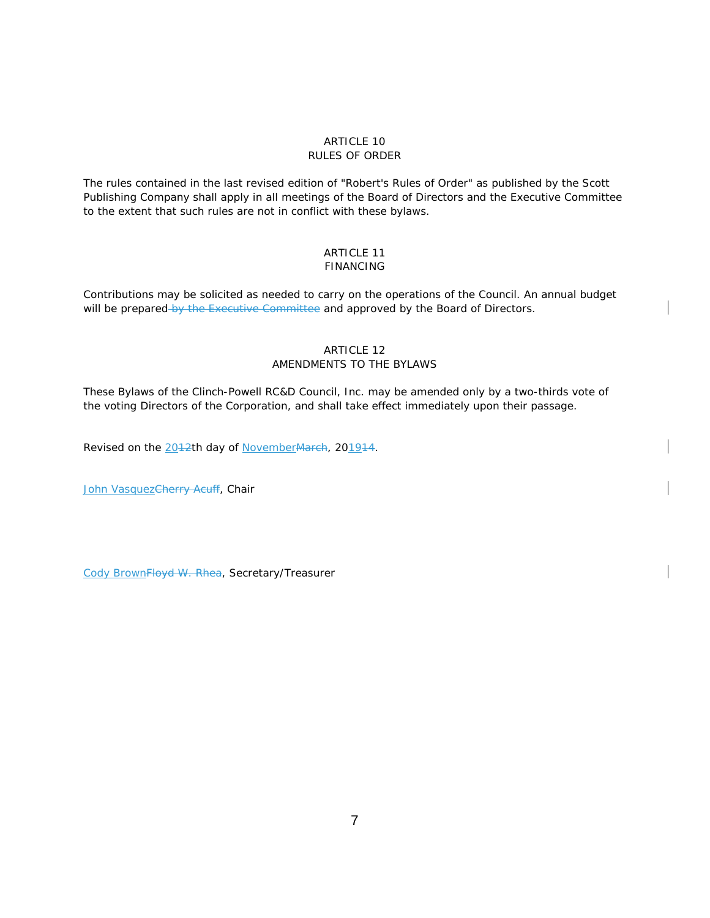## ARTICLE 10
## RULES OF ORDER

The rules contained in the last revised edition of "Robert's Rules of Order" as published by the Scott Publishing Company shall apply in all meetings of the Board of Directors and the Executive Committee to the extent that such rules are not in conflict with these bylaws.

## ARTICLE 11
## FINANCING

Contributions may be solicited as needed to carry on the operations of the Council. An annual budget will be prepared~~ by the Executive Committee~~ and approved by the Board of Directors.

## ARTICLE 12
## AMENDMENTS TO THE BYLAWS

These Bylaws of the Clinch-Powell RC&D Council, Inc. may be amended only by a two-thirds vote of the voting Directors of the Corporation, and shall take effect immediately upon their passage.

Revised on the 20~~12~~th day of November~~March~~, 2019~~14~~.

John Vasquez~~Cherry Acuff~~, Chair

Cody Brown~~Floyd W. Rhea~~, Secretary/Treasurer